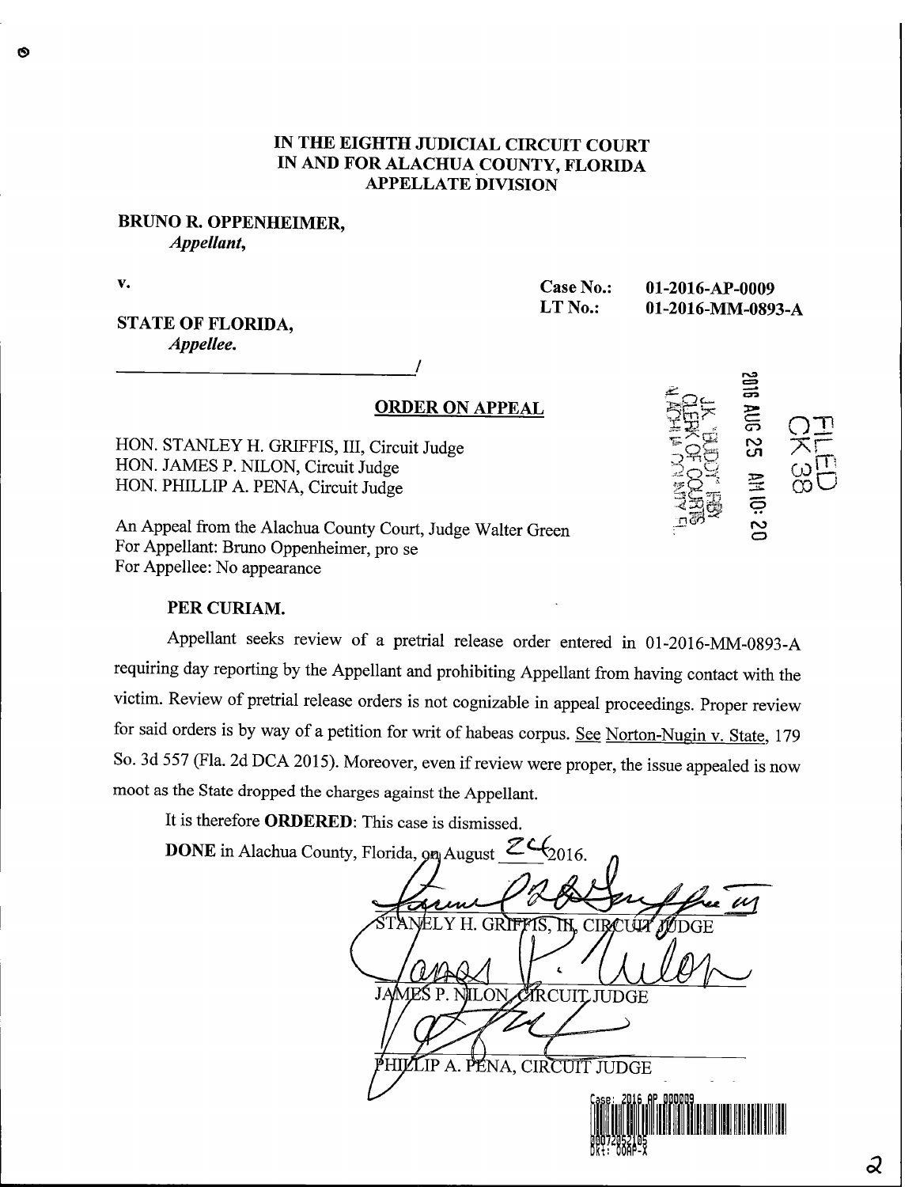**IN THE EIGHTH JUDICIAL CIRCUIT COURT**
**IN AND FOR ALACHUA COUNTY, FLORIDA**
**APPELLATE DIVISION**

**BRUNO R. OPPENHEIMER,**
*Appellant,*

**v.**

**Case No.: 01-2016-AP-0009**
**LT No.: 01-2016-MM-0893-A**

**STATE OF FLORIDA,**
*Appellee.*

_______________________________/

FILED
CK 38
2016 AUG 25 AM 10:20
J.K. "BUDDY" IRBY
CLERK OF COURTS
ALACHUA COUNTY FL

## ORDER ON APPEAL

HON. STANLEY H. GRIFFIS, III, Circuit Judge
HON. JAMES P. NILON, Circuit Judge
HON. PHILLIP A. PENA, Circuit Judge

An Appeal from the Alachua County Court, Judge Walter Green
For Appellant: Bruno Oppenheimer, pro se
For Appellee: No appearance

**PER CURIAM.**

Appellant seeks review of a pretrial release order entered in 01-2016-MM-0893-A requiring day reporting by the Appellant and prohibiting Appellant from having contact with the victim. Review of pretrial release orders is not cognizable in appeal proceedings. Proper review for said orders is by way of a petition for writ of habeas corpus. See Norton-Nugin v. State, 179 So. 3d 557 (Fla. 2d DCA 2015). Moreover, even if review were proper, the issue appealed is now moot as the State dropped the charges against the Appellant.

It is therefore **ORDERED**: This case is dismissed.

**DONE** in Alachua County, Florida, on August 24, 2016.

STANLEY H. GRIFFIS, III, CIRCUIT JUDGE

JAMES P. NILON, CIRCUIT JUDGE

PHILLIP A. PENA, CIRCUIT JUDGE

Case: 2016 AP 000009
00072052105
Dkt: COAP-X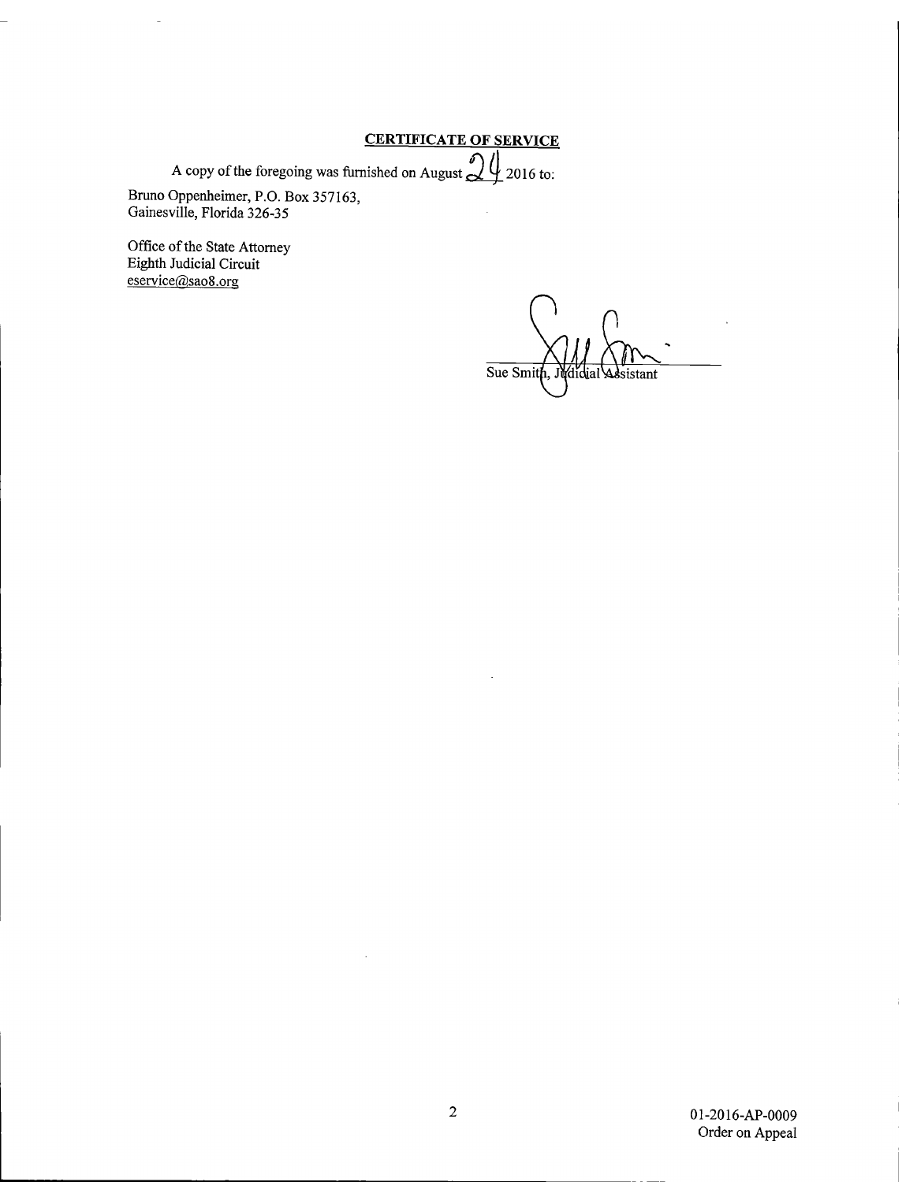**CERTIFICATE OF SERVICE**

A copy of the foregoing was furnished on August 24 2016 to:

Bruno Oppenheimer, P.O. Box 357163,
Gainesville, Florida 326-35

Office of the State Attorney
Eighth Judicial Circuit
eservice@sao8.org

Sue Smith, Judicial Assistant

01-2016-AP-0009
Order on Appeal